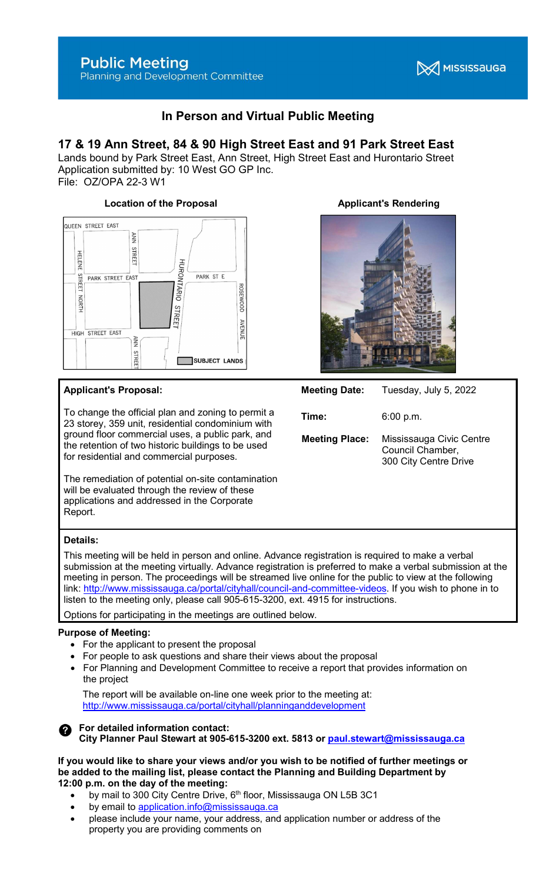**Public Meeting**
Planning and Development Committee

MISSISSAUGA

## In Person and Virtual Public Meeting

## 17 & 19 Ann Street, 84 & 90 High Street East and 91 Park Street East

Lands bound by Park Street East, Ann Street, High Street East and Hurontario Street
Application submitted by: 10 West GO GP Inc.
File: OZ/OPA 22-3 W1

**Location of the Proposal**

**Applicant's Rendering**

**Applicant's Proposal:**

To change the official plan and zoning to permit a 23 storey, 359 unit, residential condominium with ground floor commercial uses, a public park, and the retention of two historic buildings to be used for residential and commercial purposes.

The remediation of potential on-site contamination will be evaluated through the review of these applications and addressed in the Corporate Report.

| | |
|---|---|
| **Meeting Date:** | Tuesday, July 5, 2022 |
| **Time:** | 6:00 p.m. |
| **Meeting Place:** | Mississauga Civic Centre Council Chamber, 300 City Centre Drive |

**Details:**

This meeting will be held in person and online. Advance registration is required to make a verbal submission at the meeting virtually. Advance registration is preferred to make a verbal submission at the meeting in person. The proceedings will be streamed live online for the public to view at the following link: http://www.mississauga.ca/portal/cityhall/council-and-committee-videos. If you wish to phone in to listen to the meeting only, please call 905-615-3200, ext. 4915 for instructions.

Options for participating in the meetings are outlined below.

**Purpose of Meeting:**

- For the applicant to present the proposal
- For people to ask questions and share their views about the proposal
- For Planning and Development Committee to receive a report that provides information on the project

  The report will be available on-line one week prior to the meeting at: http://www.mississauga.ca/portal/cityhall/planninganddevelopment

**For detailed information contact:**
**City Planner Paul Stewart at 905-615-3200 ext. 5813 or paul.stewart@mississauga.ca**

**If you would like to share your views and/or you wish to be notified of further meetings or be added to the mailing list, please contact the Planning and Building Department by 12:00 p.m. on the day of the meeting:**

- by mail to 300 City Centre Drive, 6th floor, Mississauga ON L5B 3C1
- by email to application.info@mississauga.ca
- please include your name, your address, and application number or address of the property you are providing comments on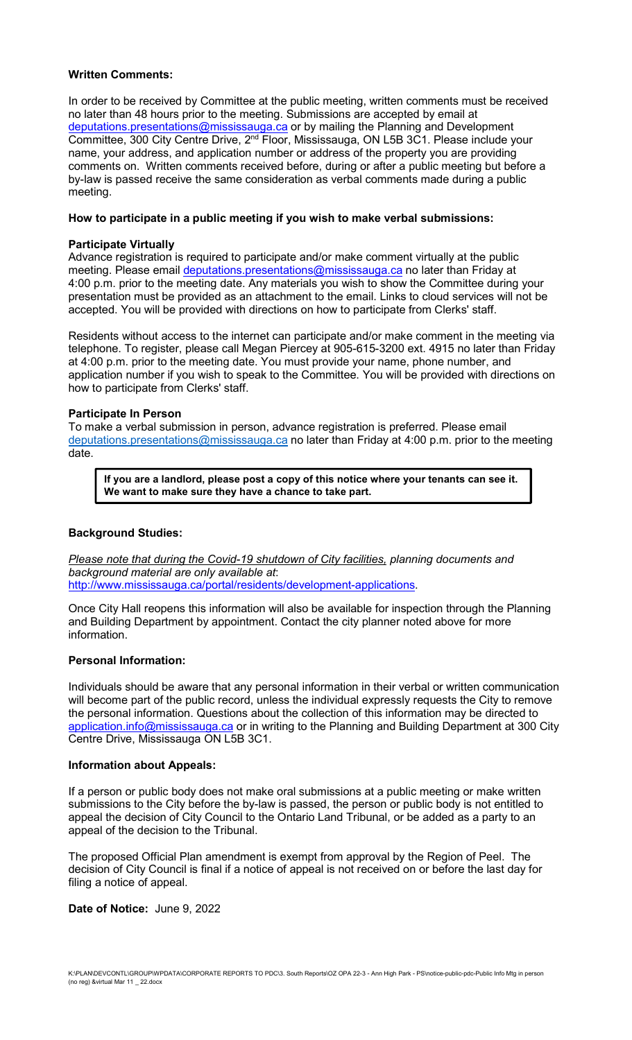**Written Comments:**

In order to be received by Committee at the public meeting, written comments must be received no later than 48 hours prior to the meeting. Submissions are accepted by email at deputations.presentations@mississauga.ca or by mailing the Planning and Development Committee, 300 City Centre Drive, 2nd Floor, Mississauga, ON L5B 3C1. Please include your name, your address, and application number or address of the property you are providing comments on. Written comments received before, during or after a public meeting but before a by-law is passed receive the same consideration as verbal comments made during a public meeting.

**How to participate in a public meeting if you wish to make verbal submissions:**

**Participate Virtually**

Advance registration is required to participate and/or make comment virtually at the public meeting. Please email deputations.presentations@mississauga.ca no later than Friday at 4:00 p.m. prior to the meeting date. Any materials you wish to show the Committee during your presentation must be provided as an attachment to the email. Links to cloud services will not be accepted. You will be provided with directions on how to participate from Clerks' staff.

Residents without access to the internet can participate and/or make comment in the meeting via telephone. To register, please call Megan Piercey at 905-615-3200 ext. 4915 no later than Friday at 4:00 p.m. prior to the meeting date. You must provide your name, phone number, and application number if you wish to speak to the Committee. You will be provided with directions on how to participate from Clerks' staff.

**Participate In Person**

To make a verbal submission in person, advance registration is preferred. Please email deputations.presentations@mississauga.ca no later than Friday at 4:00 p.m. prior to the meeting date.

**If you are a landlord, please post a copy of this notice where your tenants can see it. We want to make sure they have a chance to take part.**

**Background Studies:**

*Please note that during the Covid-19 shutdown of City facilities, planning documents and background material are only available at*:
http://www.mississauga.ca/portal/residents/development-applications.

Once City Hall reopens this information will also be available for inspection through the Planning and Building Department by appointment. Contact the city planner noted above for more information.

**Personal Information:**

Individuals should be aware that any personal information in their verbal or written communication will become part of the public record, unless the individual expressly requests the City to remove the personal information. Questions about the collection of this information may be directed to application.info@mississauga.ca or in writing to the Planning and Building Department at 300 City Centre Drive, Mississauga ON L5B 3C1.

**Information about Appeals:**

If a person or public body does not make oral submissions at a public meeting or make written submissions to the City before the by-law is passed, the person or public body is not entitled to appeal the decision of City Council to the Ontario Land Tribunal, or be added as a party to an appeal of the decision to the Tribunal.

The proposed Official Plan amendment is exempt from approval by the Region of Peel. The decision of City Council is final if a notice of appeal is not received on or before the last day for filing a notice of appeal.

**Date of Notice:** June 9, 2022

K:\PLAN\DEVCONTL\GROUP\WPDATA\CORPORATE REPORTS TO PDC\3. South Reports\OZ OPA 22-3 - Ann High Park - PS\notice-public-pdc-Public Info Mtg in person (no reg) &virtual Mar 11 _ 22.docx